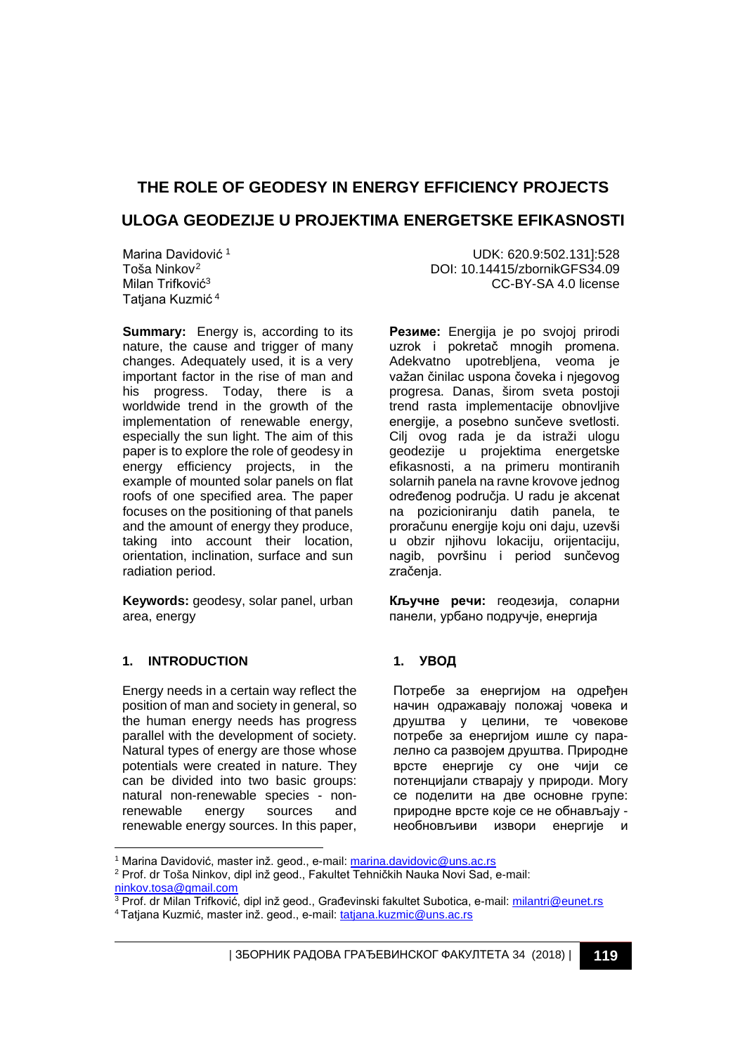# THE ROLE OF GEODESY IN ENERGY EFFICIENCY PROJECTS

# ULOGA GEODEZIJE U PROJEKTIMA ENERGETSKE EFIKASNOSTI

Marina Davidović [1]
Toša Ninkov [2]
Milan Trifković [3]
Tatjana Kuzmić [4]

UDK: 620.9:502.131]:528
DOI: 10.14415/zbornikGFS34.09
CC-BY-SA 4.0 license

**Summary:** Energy is, according to its nature, the cause and trigger of many changes. Adequately used, it is a very important factor in the rise of man and his progress. Today, there is a worldwide trend in the growth of the implementation of renewable energy, especially the sun light. The aim of this paper is to explore the role of geodesy in energy efficiency projects, in the example of mounted solar panels on flat roofs of one specified area. The paper focuses on the positioning of that panels and the amount of energy they produce, taking into account their location, orientation, inclination, surface and sun radiation period.

**Keywords:** geodesy, solar panel, urban area, energy

**Rezime:** Energija je po svojoj prirodi uzrok i pokretač mnogih promena. Adekvatno upotrebljena, veoma je važan činilac uspona čoveka i njegovog progresa. Danas, širom sveta postoji trend rasta implementacije obnovljive energije, a posebno sunčeve svetlosti. Cilj ovog rada je da istraži ulogu geodezije u projektima energetske efikasnosti, a na primeru montiranih solarnih panela na ravne krovove jednog određenog područja. U radu je akcenat na pozicioniranju datih panela, te proračunu energije koju oni daju, uzevši u obzir njihovu lokaciju, orijentaciju, nagib, površinu i period sunčevog zračenja.

**Кључне речи:** геодезија, соларни панели, урбано подручје, енергија

## 1. INTRODUCTION

Energy needs in a certain way reflect the position of man and society in general, so the human energy needs has progress parallel with the development of society. Natural types of energy are those whose potentials were created in nature. They can be divided into two basic groups: natural non-renewable species - non-renewable energy sources and renewable energy sources. In this paper,

## 1. УВОД

Потребе за енергијом на одређен начин одражавају положај човека и друштва у целини, те човекове потребе за енергијом ишле су паралелно са развојем друштва. Природне врсте енергије су оне чији се потенцијали стварају у природи. Могу се поделити на две основне групе: природне врсте које се не обнављају - необновљиви извори енергије и

---

[1] Marina Davidović, master inž. geod., e-mail: marina.davidovic@uns.ac.rs
[2] Prof. dr Toša Ninkov, dipl inž geod., Fakultet Tehničkih Nauka Novi Sad, e-mail: ninkov.tosa@gmail.com
[3] Prof. dr Milan Trifković, dipl inž geod., Građevinski fakultet Subotica, e-mail: milantri@eunet.rs
[4] Tatjana Kuzmić, master inž. geod., e-mail: tatjana.kuzmic@uns.ac.rs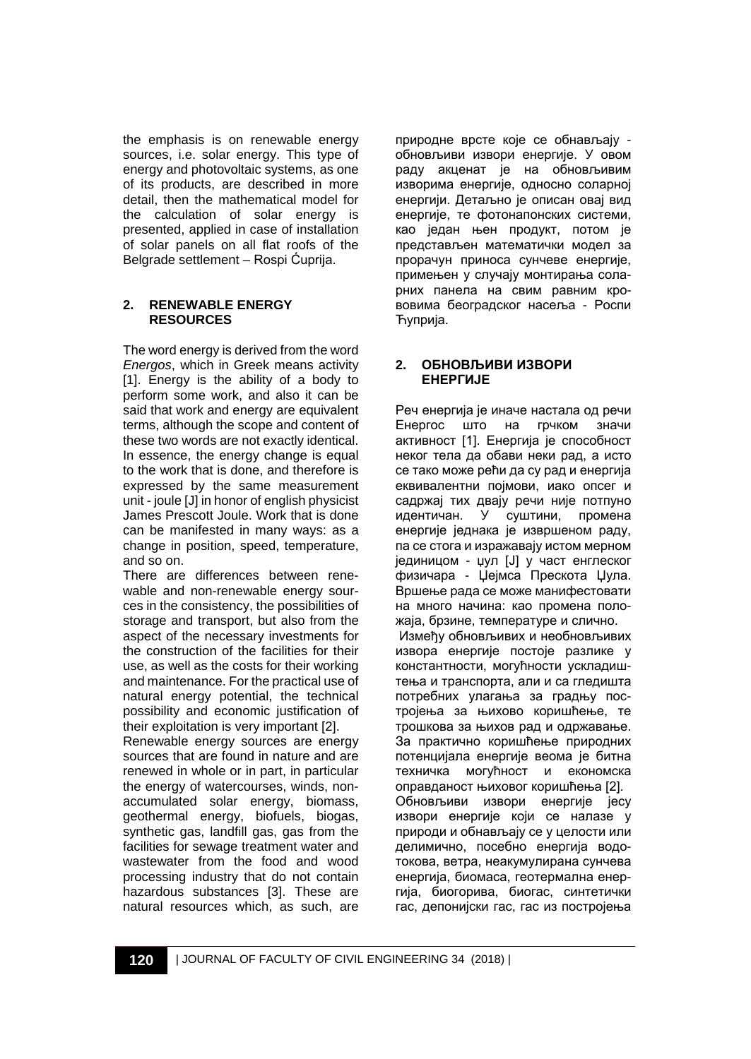the emphasis is on renewable energy sources, i.e. solar energy. This type of energy and photovoltaic systems, as one of its products, are described in more detail, then the mathematical model for the calculation of solar energy is presented, applied in case of installation of solar panels on all flat roofs of the Belgrade settlement – Rospi Ćuprija.

## 2. RENEWABLE ENERGY RESOURCES

The word energy is derived from the word *Energos*, which in Greek means activity [1]. Energy is the ability of a body to perform some work, and also it can be said that work and energy are equivalent terms, although the scope and content of these two words are not exactly identical. In essence, the energy change is equal to the work that is done, and therefore is expressed by the same measurement unit - joule [J] in honor of english physicist James Prescott Joule. Work that is done can be manifested in many ways: as a change in position, speed, temperature, and so on.

There are differences between renewable and non-renewable energy sources in the consistency, the possibilities of storage and transport, but also from the aspect of the necessary investments for the construction of the facilities for their use, as well as the costs for their working and maintenance. For the practical use of natural energy potential, the technical possibility and economic justification of their exploitation is very important [2].

Renewable energy sources are energy sources that are found in nature and are renewed in whole or in part, in particular the energy of watercourses, winds, non-accumulated solar energy, biomass, geothermal energy, biofuels, biogas, synthetic gas, landfill gas, gas from the facilities for sewage treatment water and wastewater from the food and wood processing industry that do not contain hazardous substances [3]. These are natural resources which, as such, are

природне врсте које се обнављају - обновљиви извори енергије. У овом раду акценат је на обновљивим изворима енергије, односно соларној енергији. Детаљно је описан овај вид енергије, те фотонапонских системи, као један њен продукт, потом је представљен математички модел за прорачун приноса сунчеве енергије, примењен у случају монтирања соларних панела на свим равним крововима београдског насеља - Роспи Ћуприја.

## 2. ОБНОВЉИВИ ИЗВОРИ ЕНЕРГИЈЕ

Реч енергија је иначе настала од речи Енергос што на грчком значи активност [1]. Енергија је способност неког тела да обави неки рад, а исто се тако може рећи да су рад и енергија еквивалентни појмови, иако опсег и садржај тих двају речи није потпуно идентичан. У суштини, промена енергије једнака је извршеном раду, па се стога и изражавају истом мерном јединицом - џул [J] у част енглеског физичара - Џејмса Прескота Џула. Вршење рада се може манифестовати на много начина: као промена положаја, брзине, температуре и слично.

Између обновљивих и необновљивих извора енергије постоје разлике у константности, могућности ускладиштења и транспорта, али и са гледишта потребних улагања за градњу постројења за њихово коришћење, те трошкова за њихов рад и одржавање. За практично коришћење природних потенцијала енергије веома је битна техничка могућност и економска оправданост њиховог коришћења [2].

Обновљиви извори енергије јесу извори енергије који се налазе у природи и обнављају се у целости или делимично, посебно енергија водотокова, ветра, неакумулирана сунчева енергија, биомаса, геотермална енергија, биогорива, биогас, синтетички гас, депонијски гас, гас из постројења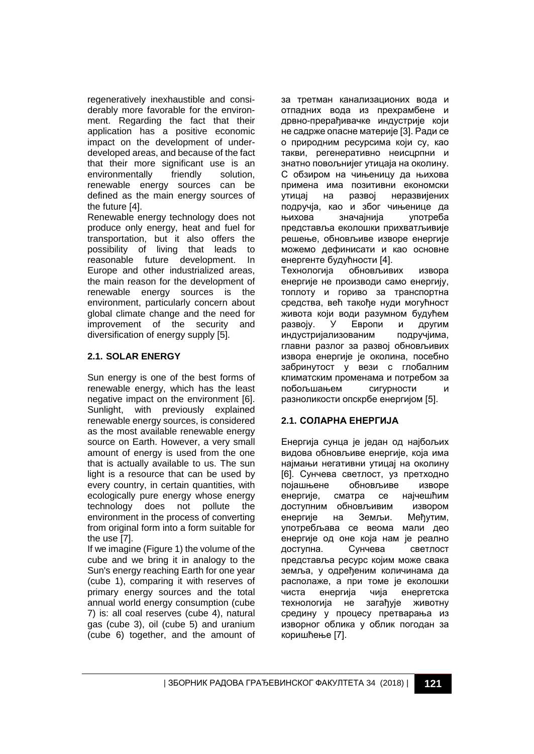regeneratively inexhaustible and considerably more favorable for the environment. Regarding the fact that their application has a positive economic impact on the development of underdeveloped areas, and because of the fact that their more significant use is an environmentally friendly solution, renewable energy sources can be defined as the main energy sources of the future [4].

Renewable energy technology does not produce only energy, heat and fuel for transportation, but it also offers the possibility of living that leads to reasonable future development. In Europe and other industrialized areas, the main reason for the development of renewable energy sources is the environment, particularly concern about global climate change and the need for improvement of the security and diversification of energy supply [5].

## 2.1. SOLAR ENERGY

Sun energy is one of the best forms of renewable energy, which has the least negative impact on the environment [6]. Sunlight, with previously explained renewable energy sources, is considered as the most available renewable energy source on Earth. However, a very small amount of energy is used from the one that is actually available to us. The sun light is a resource that can be used by every country, in certain quantities, with ecologically pure energy whose energy technology does not pollute the environment in the process of converting from original form into a form suitable for the use [7].

If we imagine (Figure 1) the volume of the cube and we bring it in analogy to the Sun's energy reaching Earth for one year (cube 1), comparing it with reserves of primary energy sources and the total annual world energy consumption (cube 7) is: all coal reserves (cube 4), natural gas (cube 3), oil (cube 5) and uranium (cube 6) together, and the amount of

за третман канализационих вода и отпадних вода из прехрамбене и дрвно-прерађивачке индустрије који не садрже опасне материје [3]. Ради се о природним ресурсима који су, као такви, регенеративно неисцрпни и знатно повољнијег утицаја на околину. С обзиром на чињеницу да њихова примена има позитивни економски утицај на развој неразвијених подручја, као и због чињенице да њихова значајнија употреба представља еколошки прихватљивије решење, обновљиве изворе енергије можемо дефинисати и као основне енергенте будућности [4].

Технологија обновљивих извора енергије не производи само енергију, топлоту и гориво за транспортна средства, већ такође нуди могућност живота који води разумном будућем развоју. У Европи и другим индустријализованим подручјима, главни разлог за развој обновљивих извора енергије је околина, посебно забринутост у вези с глобалним климатским променама и потребом за побољшањем сигурности и разноликости опскрбе енергијом [5].

## 2.1. СОЛАРНА ЕНЕРГИЈА

Енергија сунца је један од најбољих видова обновљиве енергије, која има најмањи негативни утицај на околину [6]. Сунчева светлост, уз претходно појашњене обновљиве изворе енергије, сматра се најчешћим доступним обновљивим извором енергије на Земљи. Међутим, употребљава се веома мали део енергије од оне која нам је реално доступна. Сунчева светлост представља ресурс којим може свака земља, у одређеним количинама да располаже, а при томе је еколошки чиста енергија чија енергетска технологија не загађује животну средину у процесу претварања из изворног облика у облик погодан за коришћење [7].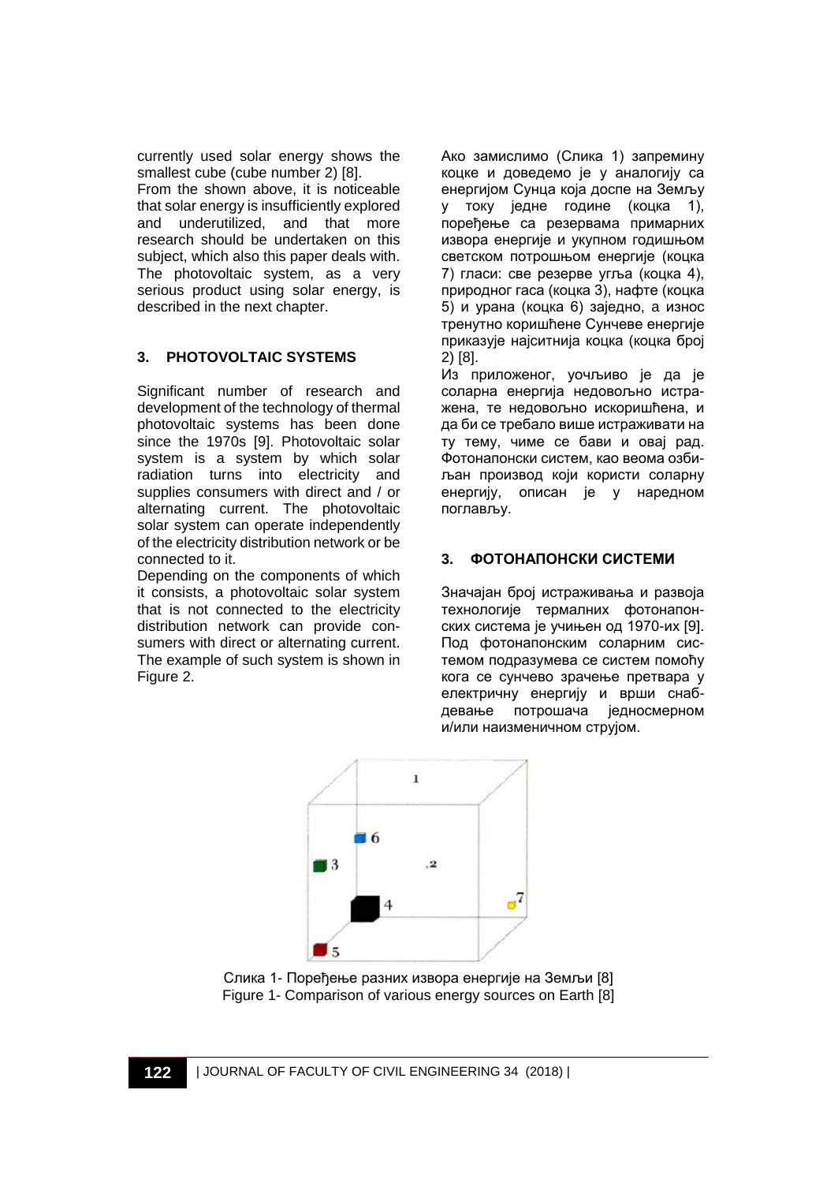currently used solar energy shows the smallest cube (cube number 2) [8].
From the shown above, it is noticeable that solar energy is insufficiently explored and underutilized, and that more research should be undertaken on this subject, which also this paper deals with. The photovoltaic system, as a very serious product using solar energy, is described in the next chapter.

## 3. PHOTOVOLTAIC SYSTEMS

Significant number of research and development of the technology of thermal photovoltaic systems has been done since the 1970s [9]. Photovoltaic solar system is a system by which solar radiation turns into electricity and supplies consumers with direct and / or alternating current. The photovoltaic solar system can operate independently of the electricity distribution network or be connected to it.
Depending on the components of which it consists, a photovoltaic solar system that is not connected to the electricity distribution network can provide consumers with direct or alternating current. The example of such system is shown in Figure 2.

Ако замислимо (Слика 1) запремину коцке и доведемо је у аналогију са енергијом Сунца која доспе на Земљу у току једне године (коцка 1), поређење са резервама примарних извора енергије и укупном годишњом светском потрошњом енергије (коцка 7) гласи: све резерве угља (коцка 4), природног гаса (коцка 3), нафте (коцка 5) и урана (коцка 6) заједно, а износ тренутно коришћене Сунчеве енергије приказује најситнија коцка (коцка број 2) [8].
Из приложеног, уочљиво је да је соларна енергија недовољно истражена, те недовољно искоришћена, и да би се требало више истраживати на ту тему, чиме се бави и овај рад. Фотонапонски систем, као веома озбиљан производ који користи соларну енергију, описан је у наредном поглављу.

## 3. ФОТОНАПОНСКИ СИСТЕМИ

Значајан број истраживања и развоја технологије термалних фотонапонских система је учињен од 1970-их [9]. Под фотонапонским соларним системом подразумева се систем помоћу кога се сунчево зрачење претвара у електричну енергију и врши снабдевање потрошача једносмерном и/или наизменичном струјом.

Слика 1- Поређење разних извора енергије на Земљи [8]
Figure 1- Comparison of various energy sources on Earth [8]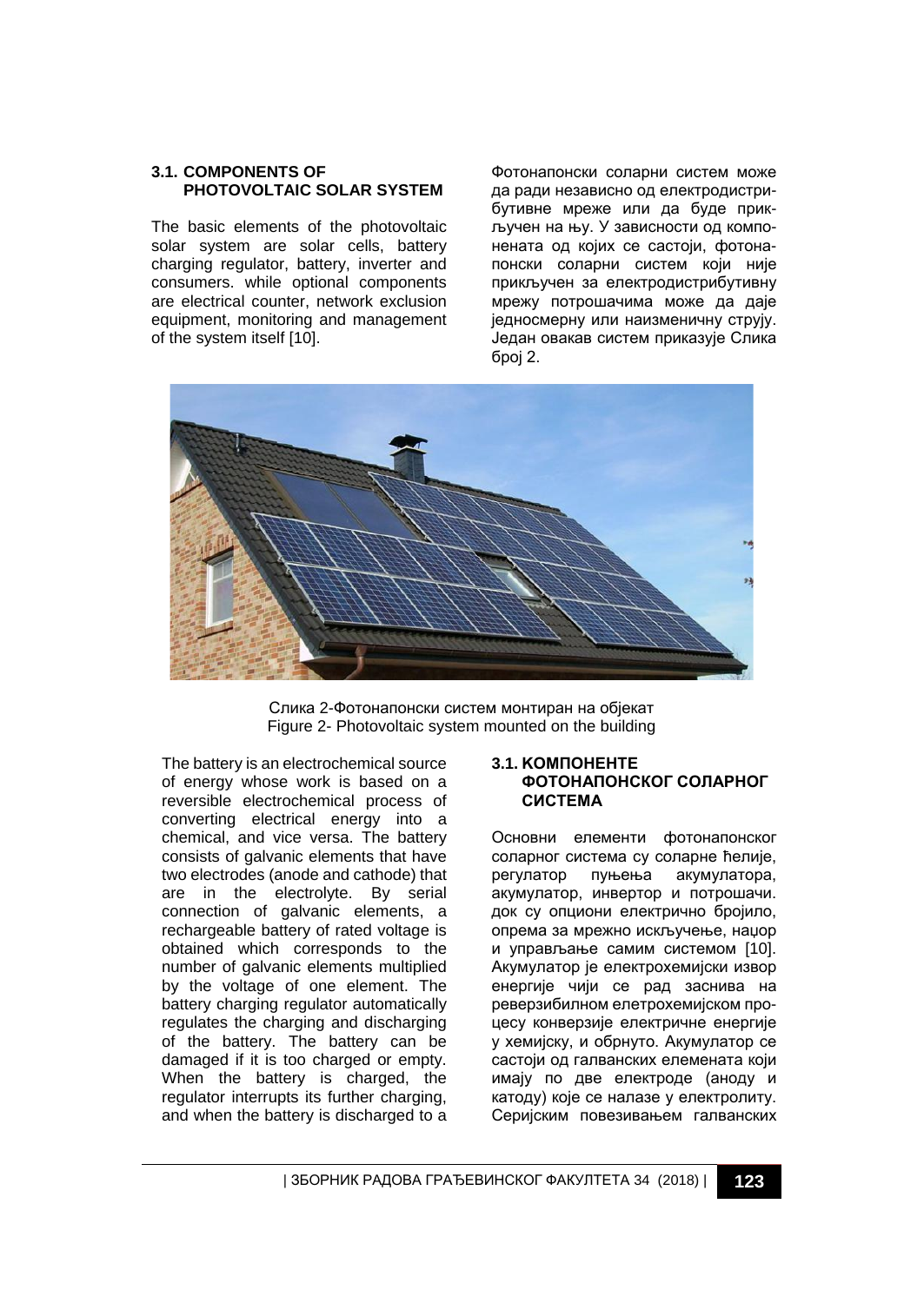### 3.1. COMPONENTS OF PHOTOVOLTAIC SOLAR SYSTEM

The basic elements of the photovoltaic solar system are solar cells, battery charging regulator, battery, inverter and consumers. while optional components are electrical counter, network exclusion equipment, monitoring and management of the system itself [10].

Фотонапонски соларни систем може да ради независно од електродистрибутивне мреже или да буде прикључен на њу. У зависности од компонената од којих се састоји, фотонапонски соларни систем који није прикључен за електродистрибутивну мрежу потрошачима може да даје једносмерну или наизменичну струју. Један овакав систем приказује Слика број 2.

Слика 2-Фотонапонски систем монтиран на објекат
Figure 2- Photovoltaic system mounted on the building

The battery is an electrochemical source of energy whose work is based on a reversible electrochemical process of converting electrical energy into a chemical, and vice versa. The battery consists of galvanic elements that have two electrodes (anode and cathode) that are in the electrolyte. By serial connection of galvanic elements, a rechargeable battery of rated voltage is obtained which corresponds to the number of galvanic elements multiplied by the voltage of one element. The battery charging regulator automatically regulates the charging and discharging of the battery. The battery can be damaged if it is too charged or empty. When the battery is charged, the regulator interrupts its further charging, and when the battery is discharged to a

### 3.1. КОМПОНЕНТЕ ФОТОНАПОНСКОГ СОЛАРНОГ СИСТЕМА

Основни елементи фотонапонског соларног система су соларне ћелије, регулатор пуњења акумулатора, акумулатор, инвертор и потрошачи. док су опциони електрично бројило, опрема за мрежно искључење, нацор и управљање самим системом [10]. Акумулатор је електрохемијски извор енергије чији се рад заснива на реверзибилном елетрохемијском процесу конверзије електричне енергије у хемијску, и обрнуто. Акумулатор се састоји од галванских елемената који имају по две електроде (аноду и катоду) које се налазе у електролиту. Серијским повезивањем галванских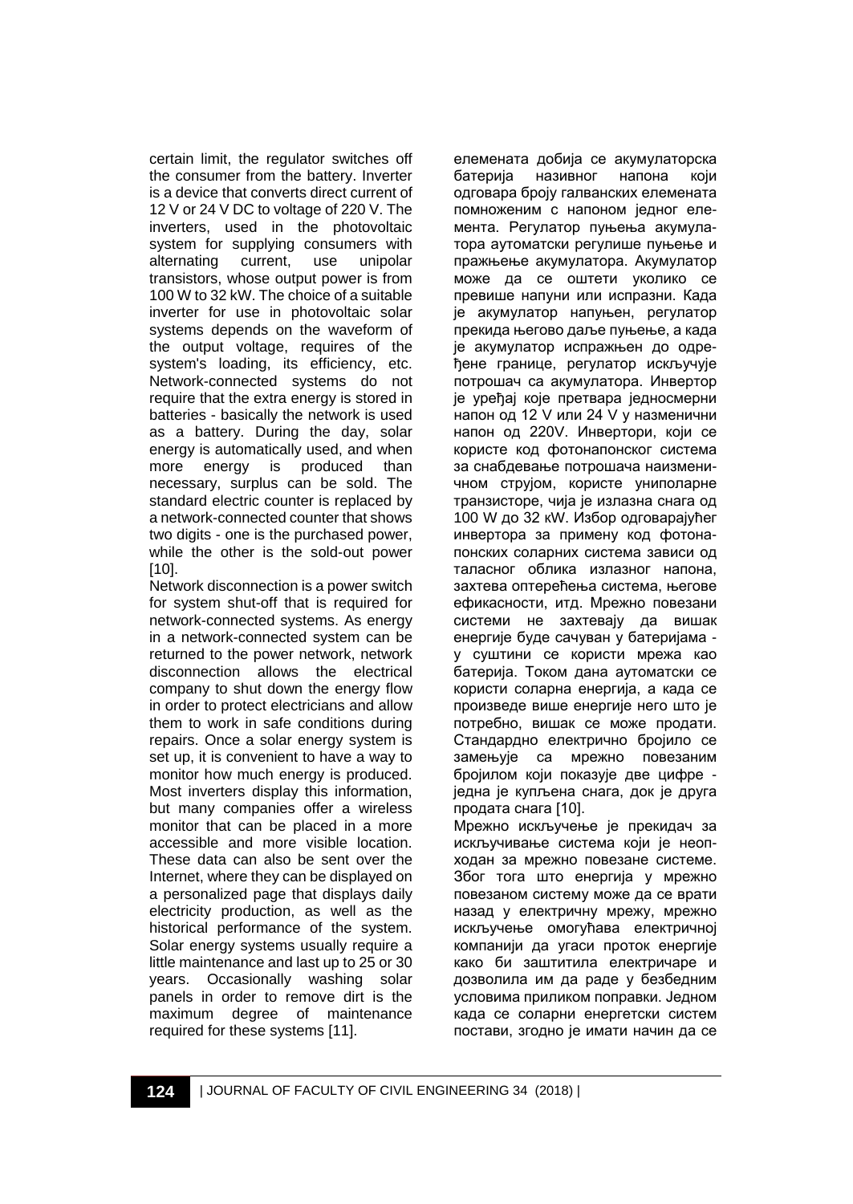certain limit, the regulator switches off the consumer from the battery. Inverter is a device that converts direct current of 12 V or 24 V DC to voltage of 220 V. The inverters, used in the photovoltaic system for supplying consumers with alternating current, use unipolar transistors, whose output power is from 100 W to 32 kW. The choice of a suitable inverter for use in photovoltaic solar systems depends on the waveform of the output voltage, requires of the system's loading, its efficiency, etc. Network-connected systems do not require that the extra energy is stored in batteries - basically the network is used as a battery. During the day, solar energy is automatically used, and when more energy is produced than necessary, surplus can be sold. The standard electric counter is replaced by a network-connected counter that shows two digits - one is the purchased power, while the other is the sold-out power [10].

Network disconnection is a power switch for system shut-off that is required for network-connected systems. As energy in a network-connected system can be returned to the power network, network disconnection allows the electrical company to shut down the energy flow in order to protect electricians and allow them to work in safe conditions during repairs. Once a solar energy system is set up, it is convenient to have a way to monitor how much energy is produced. Most inverters display this information, but many companies offer a wireless monitor that can be placed in a more accessible and more visible location. These data can also be sent over the Internet, where they can be displayed on a personalized page that displays daily electricity production, as well as the historical performance of the system. Solar energy systems usually require a little maintenance and last up to 25 or 30 years. Occasionally washing solar panels in order to remove dirt is the maximum degree of maintenance required for these systems [11].

елемената добија се акумулаторска батерија називног напона који одговара броју галванских елемената помноженим с напоном једног елемента. Регулатор пуњења акумулатора аутоматски регулише пуњење и пражњење акумулатора. Акумулатор може да се оштети уколико се превише напуни или испразни. Када је акумулатор напуњен, регулатор прекида његово даље пуњење, а када је акумулатор испражњен до одређене границе, регулатор искључује потрошач са акумулатора. Инвертор је уређај које претвара једносмерни напон од 12 V или 24 V у назменични напон од 220V. Инвертори, који се користе код фотонапонског система за снабдевање потрошача наизменичном струјом, користе униполарне транзисторе, чија је излазна снага од 100 W до 32 кW. Избор одговарајућег инвертора за примену код фотонапонских соларних система зависи од таласног облика излазног напона, захтева оптерећења система, његове ефикасности, итд. Мрежно повезани системи не захтевају да вишак енергије буде сачуван у батеријама - у суштини се користи мрежа као батерија. Током дана аутоматски се користи соларна енергија, а када се произведе више енергије него што је потребно, вишак се може продати. Стандардно електрично бројило се замењује са мрежно повезаним бројилом који показује две цифре - једна је купљена снага, док је друга продата снага [10].

Мрежно искључење је прекидач за искључивање система који је неопходан за мрежно повезане системе. Због тога што енергија у мрежно повезаном систему може да се врати назад у електричну мрежу, мрежно искључење омогућава електричној компанији да угаси проток енергије како би заштитила електричаре и дозволила им да раде у безбедним условима приликом поправки. Једном када се соларни енергетски систем постави, згодно је имати начин да се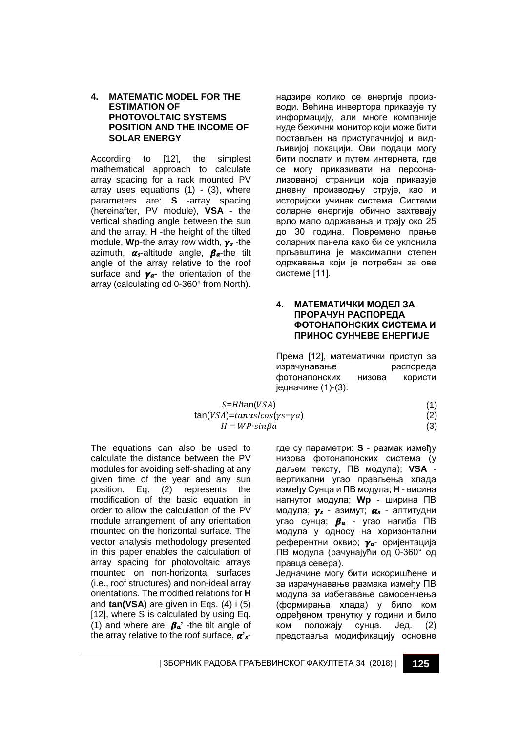## 4. MATEMATIC MODEL FOR THE ESTIMATION OF PHOTOVOLTAIC SYSTEMS POSITION AND THE INCOME OF SOLAR ENERGY

According to [12], the simplest mathematical approach to calculate array spacing for a rack mounted PV array uses equations (1) - (3), where parameters are: **S** -array spacing (hereinafter, PV module), **VSA** - the vertical shading angle between the sun and the array, **H** -the height of the tilted module, **Wp**-the array row width, $\boldsymbol{\gamma_s}$ -the azimuth, $\boldsymbol{\alpha_s}$-altitude angle, $\boldsymbol{\beta_a}$-the tilt angle of the array relative to the roof surface and $\boldsymbol{\gamma_a}$- the orientation of the array (calculating od 0-360° from North).

The equations can also be used to calculate the distance between the PV modules for avoiding self-shading at any given time of the year and any sun position. Eq. (2) represents the modification of the basic equation in order to allow the calculation of the PV module arrangement of any orientation mounted on the horizontal surface. The vector analysis methodology presented in this paper enables the calculation of array spacing for photovoltaic arrays mounted on non-horizontal surfaces (i.e., roof structures) and non-ideal array orientations. The modified relations for **H** and **tan(VSA)** are given in Eqs. (4) i (5) [12], where S is calculated by using Eq. (1) and where are: $\boldsymbol{\beta_a}$**'** -the tilt angle of the array relative to the roof surface, $\boldsymbol{\alpha'_s}$-

надзире колико се енергије производи. Већина инвертора приказује ту информацију, али многе компаније нуде бежични монитор који може бити постављен на приступачнијој и видљивијој локацији. Ови подаци могу бити послати и путем интернета, где се могу приказивати на персонализованој страници која приказује дневну производњу струје, као и историјски учинак система. Системи соларне енергије обично захтевају врло мало одржавања и трају око 25 до 30 година. Повремено прање соларних панела како би се уклонила прљавштина је максимални степен одржавања који је потребан за ове системе [11].

## 4. МАТЕМАТИЧКИ МОДЕЛ ЗА ПРОРАЧУН РАСПОРЕДА ФОТОНАПОНСКИХ СИСТЕМА И ПРИНОС СУНЧЕВЕ ЕНЕРГИЈЕ

Према [12], математички приступ за израчунавање распореда фотонапонских низова користи једначине (1)-(3):

$$S = H/\tan(VSA) \tag{1}$$

$$\tan(VSA) = \tan\alpha s/\cos(\gamma s - \gamma a) \tag{2}$$

$$H = WP \cdot \sin\beta a \tag{3}$$

где су параметри: **S** - размак између низова фотонапонских система (у даљем тексту, ПВ модула); **VSA** - вертикални угао прављења хлада између Сунца и ПВ модула; **H** - висина нагнутог модула; **Wp** - ширина ПВ модула; $\boldsymbol{\gamma_s}$ - азимут; $\boldsymbol{\alpha_s}$ - алтитудни угао сунца; $\boldsymbol{\beta_a}$ - угао нагиба ПВ модула у односу на хоризонтални референтни оквир; $\boldsymbol{\gamma_a}$- оријентација ПВ модула (рачунајући од 0-360° од правца севера).

Једначине могу бити искоришћене и за израчунавање размака између ПВ модула за избегавање самосенчења (формирања хлада) у било ком одређеном тренутку у години и било ком положају сунца. Јед. (2) представља модификацију основне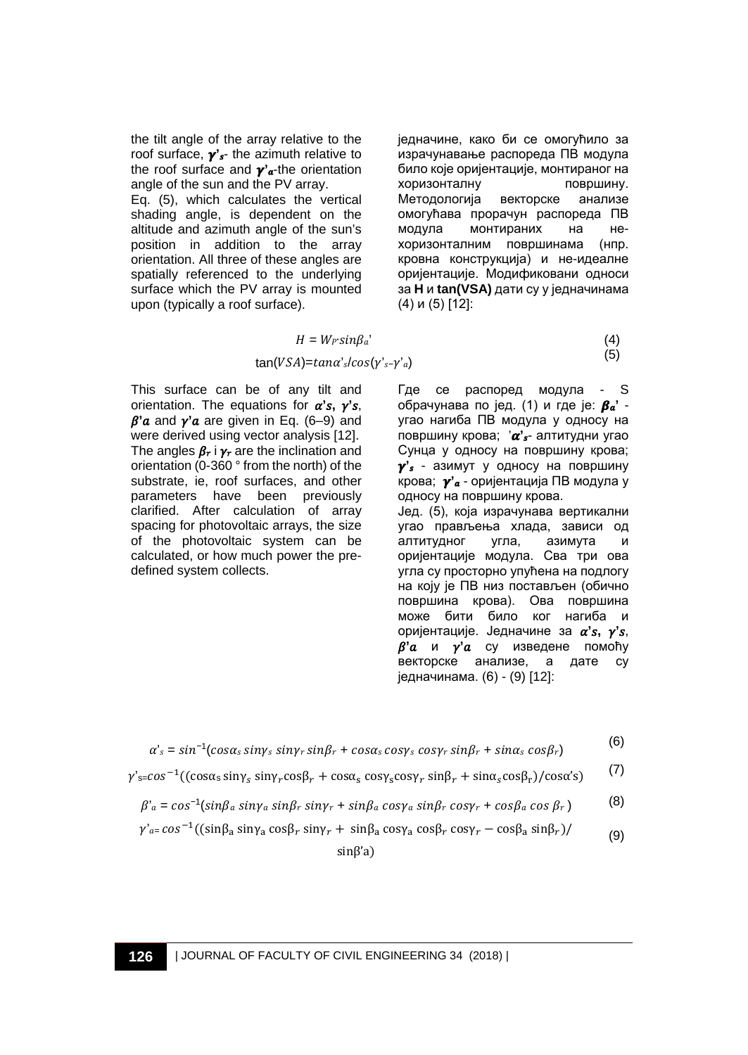the tilt angle of the array relative to the roof surface, $\gamma'_s$- the azimuth relative to the roof surface and $\gamma'_a$-the orientation angle of the sun and the PV array.

Eq. (5), which calculates the vertical shading angle, is dependent on the altitude and azimuth angle of the sun's position in addition to the array orientation. All three of these angles are spatially referenced to the underlying surface which the PV array is mounted upon (typically a roof surface).

$$H = W_P \cdot sin\beta_a' \quad (4)$$

$$\tan(VSA) = tan\alpha'_s / cos(\gamma'_s - \gamma'_a) \quad (5)$$

This surface can be of any tilt and orientation. The equations for $\alpha's$, $\gamma's$, $\beta'a$ and $\gamma'a$ are given in Eq. (6–9) and were derived using vector analysis [12]. The angles $\beta_r$ i $\gamma_r$ are the inclination and orientation (0-360 ° from the north) of the substrate, ie, roof surfaces, and other parameters have been previously clarified. After calculation of array spacing for photovoltaic arrays, the size of the photovoltaic system can be calculated, or how much power the pre-defined system collects.

једначине, како би се омогућило за израчунавање распореда ПВ модула било које оријентације, монтираног на хоризонталну површину. Методологија векторске анализе омогућава прорачун распореда ПВ модула монтираних на не-хоризонталним површинама (нпр. кровна конструкција) и не-идеалне оријентације. Модификовани односи за **H** и **tan(VSA)** дати су у једначинама (4) и (5) [12]:

Где се распоред модула - S обрачунава по јед. (1) и где је: $\beta_a'$ - угао нагиба ПВ модула у односу на површину крова; $\alpha'_s$- алтитудни угао Сунца у односу на површину крова; $\gamma'_s$ - азимут у односу на површину крова; $\gamma'_a$ - оријентација ПВ модула у односу на површину крова.

Јед. (5), која израчунава вертикални угао прављења хлада, зависи од алтитудног угла, азимута и оријентације модула. Сва три ова угла су просторно упућена на подлогу на коју је ПВ низ постављен (обично површина крова). Ова површина може бити било ког нагиба и оријентације. Једначине за $\alpha's$, $\gamma's$, $\beta'a$ и $\gamma'a$ су изведене помоћу векторске анализе, а дате су једначинама. (6) - (9) [12]:

$$\alpha'_s = sin^{-1}(cos\alpha_s \, sin\gamma_s \, sin\gamma_r \, sin\beta_r + cos\alpha_s \, cos\gamma_s \, cos\gamma_r \, sin\beta_r + sin\alpha_s \, cos\beta_r) \quad (6)$$

$$\gamma'_s = cos^{-1}((\cos\alpha_s \sin\gamma_s \sin\gamma_r \cos\beta_r + \cos\alpha_s \cos\gamma_s \cos\gamma_r \sin\beta_r + \sin\alpha_s \cos\beta_r)/\cos\alpha'_s) \quad (7)$$

$$\beta'_a = cos^{-1}(sin\beta_a \, sin\gamma_a \, sin\beta_r \, sin\gamma_r + sin\beta_a \, cos\gamma_a \, sin\beta_r \, cos\gamma_r + cos\beta_a \, cos\,\beta_r) \quad (8)$$

$$\gamma'_a = cos^{-1}((\sin\beta_a \sin\gamma_a \cos\beta_r \sin\gamma_r + \sin\beta_a \cos\gamma_a \cos\beta_r \cos\gamma_r - \cos\beta_a \sin\beta_r)/\sin\beta'_a) \quad (9)$$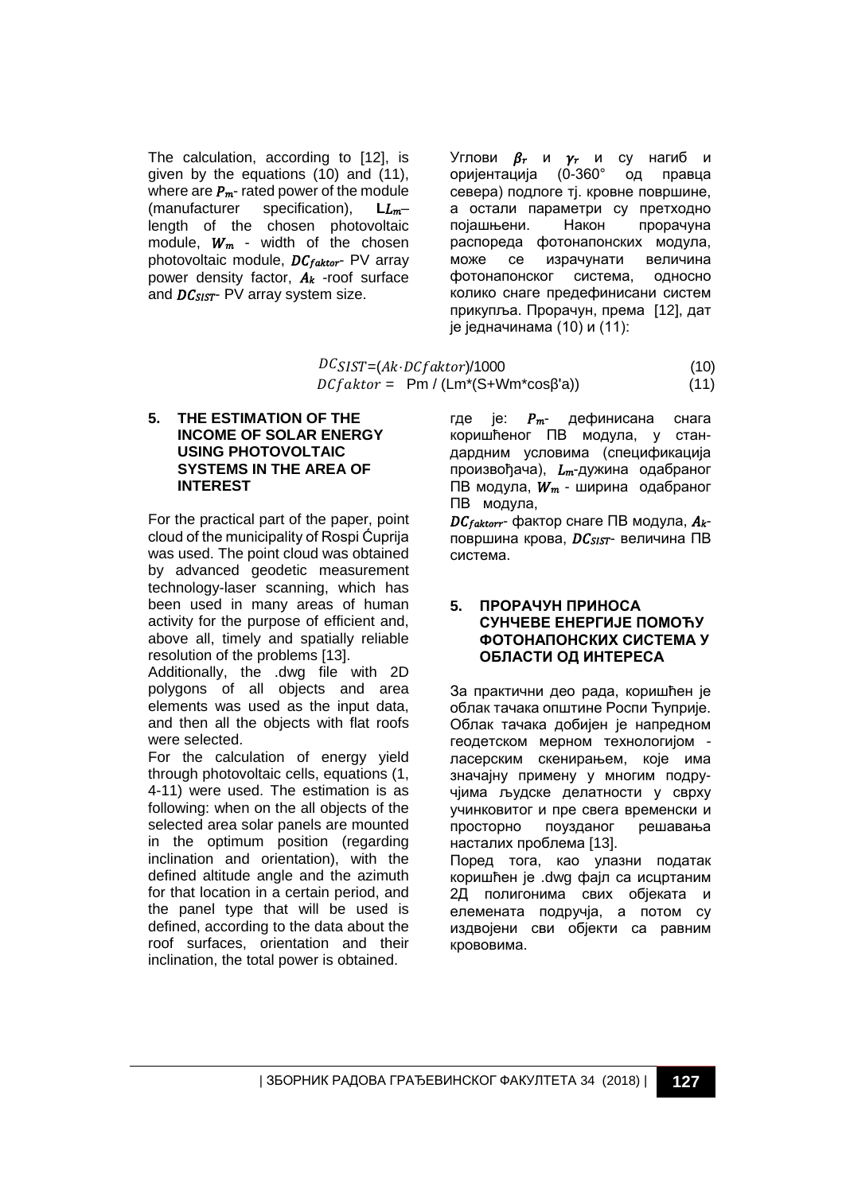The calculation, according to [12], is given by the equations (10) and (11), where are $P_m$- rated power of the module (manufacturer specification), L$L_m$– length of the chosen photovoltaic module, $W_m$ - width of the chosen photovoltaic module, $DC_{faktor}$- PV array power density factor, $A_k$ -roof surface and $DC_{SIST}$- PV array system size.

Углови $\beta_r$ и $\gamma_r$ и су нагиб и оријентација (0-360° од правца севера) подлоге тј. кровне површине, а остали параметри су претходно појашњени. Након прорачуна распореда фотонапонских модула, може се израчунати величина фотонапонског система, односно колико снаге предефинисани систем прикупља. Прорачун, према [12], дат је једначинама (10) и (11):

$$DC_{SIST} = (Ak \cdot DCfaktor)/1000 \tag{10}$$

$$DCfaktor = Pm / (Lm*(S+Wm*\cos\beta'a)) \tag{11}$$

где је: $P_m$- дефинисана снага коришћеног ПВ модула, у стандардним условима (спецификација произвођача), $L_m$-дужина одабраног ПВ модула, $W_m$ - ширина одабраног ПВ модула,

$DC_{faktorr}$- фактор снаге ПВ модула, $A_k$- површина крова, $DC_{SIST}$- величина ПВ система.

## 5. THE ESTIMATION OF THE INCOME OF SOLAR ENERGY USING PHOTOVOLTAIC SYSTEMS IN THE AREA OF INTEREST

For the practical part of the paper, point cloud of the municipality of Rospi Ćuprija was used. The point cloud was obtained by advanced geodetic measurement technology-laser scanning, which has been used in many areas of human activity for the purpose of efficient and, above all, timely and spatially reliable resolution of the problems [13].

Additionally, the .dwg file with 2D polygons of all objects and area elements was used as the input data, and then all the objects with flat roofs were selected.

For the calculation of energy yield through photovoltaic cells, equations (1, 4-11) were used. The estimation is as following: when on the all objects of the selected area solar panels are mounted in the optimum position (regarding inclination and orientation), with the defined altitude angle and the azimuth for that location in a certain period, and the panel type that will be used is defined, according to the data about the roof surfaces, orientation and their inclination, the total power is obtained.

## 5. ПРОРАЧУН ПРИНОСА СУНЧЕВЕ ЕНЕРГИЈЕ ПОМОЋУ ФОТОНАПОНСКИХ СИСТЕМА У ОБЛАСТИ ОД ИНТЕРЕСА

За практични део рада, коришћен је облак тачака општине Роспи Ћуприје. Облак тачака добијен је напредном геодетском мерном технологијом - ласерским скенирањем, које има значајну примену у многим подручјима људске делатности у сврху учинковитог и пре свега временски и просторно поузданог решавања насталих проблема [13].

Поред тога, као улазни податак коришћен је .dwg фајл са исцртаним 2Д полигонима свих објеката и елемената подручја, а потом су издвојени сви објекти са равним крововима.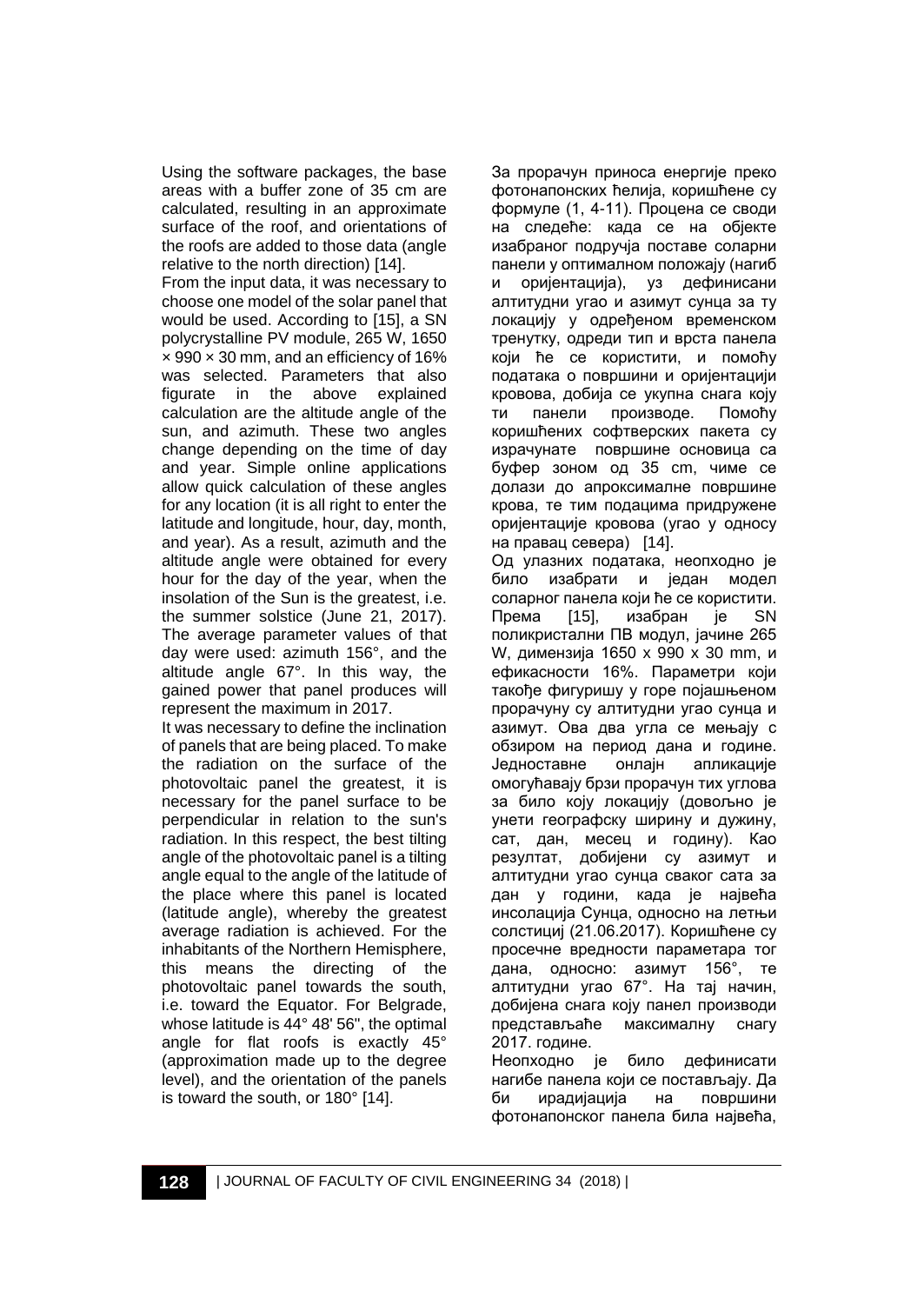Using the software packages, the base areas with a buffer zone of 35 cm are calculated, resulting in an approximate surface of the roof, and orientations of the roofs are added to those data (angle relative to the north direction) [14].

From the input data, it was necessary to choose one model of the solar panel that would be used. According to [15], a SN polycrystalline PV module, 265 W, 1650 × 990 × 30 mm, and an efficiency of 16% was selected. Parameters that also figurate in the above explained calculation are the altitude angle of the sun, and azimuth. These two angles change depending on the time of day and year. Simple online applications allow quick calculation of these angles for any location (it is all right to enter the latitude and longitude, hour, day, month, and year). As a result, azimuth and the altitude angle were obtained for every hour for the day of the year, when the insolation of the Sun is the greatest, i.e. the summer solstice (June 21, 2017). The average parameter values of that day were used: azimuth 156°, and the altitude angle 67°. In this way, the gained power that panel produces will represent the maximum in 2017.

It was necessary to define the inclination of panels that are being placed. To make the radiation on the surface of the photovoltaic panel the greatest, it is necessary for the panel surface to be perpendicular in relation to the sun's radiation. In this respect, the best tilting angle of the photovoltaic panel is a tilting angle equal to the angle of the latitude of the place where this panel is located (latitude angle), whereby the greatest average radiation is achieved. For the inhabitants of the Northern Hemisphere, this means the directing of the photovoltaic panel towards the south, i.e. toward the Equator. For Belgrade, whose latitude is 44° 48' 56'', the optimal angle for flat roofs is exactly 45° (approximation made up to the degree level), and the orientation of the panels is toward the south, or 180° [14].

За прорачун приноса енергије преко фотонапонских ћелија, коришћене су формуле (1, 4-11). Процена се своди на следеће: када се на објекте изабраног подручја поставе соларни панели у оптималном положају (нагиб и оријентација), уз дефинисани алтитудни угао и азимут сунца за ту локацију у одређеном временском тренутку, одреди тип и врста панела који ће се користити, и помоћу података о површини и оријентацији кровова, добија се укупна снага коју ти панели производе. Помоћу коришћених софтверских пакета су израчунате површине основица са бафер зоном од 35 cm, чиме се долази до апроксималне површине крова, те тим подацима придружене оријентације кровова (угао у односу на правац севера) [14].

Од улазних података, неопходно је било изабрати и један модел соларног панела који ће се користити. Према [15], изабран је SN поликристални ПВ модул, јачине 265 W, димензија 1650 x 990 x 30 mm, и ефикасности 16%. Параметри који такође фигуришу у горе појашњеном прорачуну су алтитудни угао сунца и азимут. Ова два угла се мењају с обзиром на период дана и године. Једноставне онлајн апликације омогућавају брзи прорачун тих углова за било коју локацију (довољно је унети географску ширину и дужину, сат, дан, месец и годину). Као резултат, добијени су азимут и алтитудни угао сунца сваког сата за дан у години, када је највећа инсолација Сунца, односно на летњи солстициј (21.06.2017). Коришћене су просечне вредности параметара тог дана, односно: азимут 156°, те алтитудни угао 67°. На тај начин, добијена снага коју панел производи представљаће максималну снагу 2017. године.

Неопходно је било дефинисати нагибе панела који се постављају. Да би ирадијација на површини фотонапонског панела била највећа,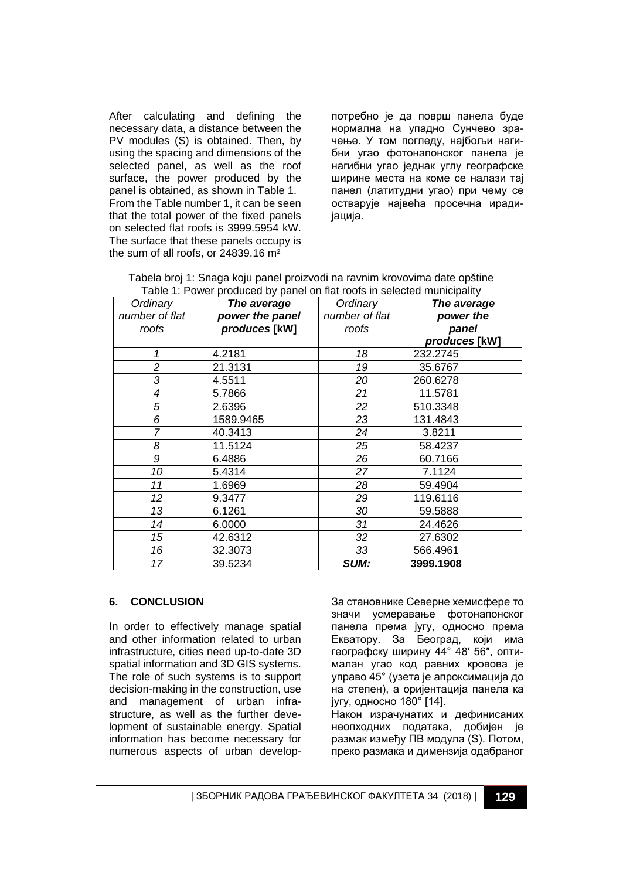After calculating and defining the necessary data, a distance between the PV modules (S) is obtained. Then, by using the spacing and dimensions of the selected panel, as well as the roof surface, the power produced by the panel is obtained, as shown in Table 1.

From the Table number 1, it can be seen that the total power of the fixed panels on selected flat roofs is 3999.5954 kW. The surface that these panels occupy is the sum of all roofs, or 24839.16 m²

потребно је да површ панела буде нормална на упадно Сунчево зрачење. У том погледу, најбољи нагибни угао фотонапонског панела је нагибни угао једнак углу географске ширине места на коме се налази тај панел (латитудни угао) при чему се остварује највећа просечна ирадијација.

Tabela broj 1: Snaga koju panel proizvodi na ravnim krovovima date opštine
Table 1: Power produced by panel on flat roofs in selected municipality

| *Ordinary number of flat roofs* | ***The average power the panel produces* [kW]** | *Ordinary number of flat roofs* | ***The average power the panel produces* [kW]** |
|---|---|---|---|
| *1* | 4.2181 | *18* | 232.2745 |
| *2* | 21.3131 | *19* | 35.6767 |
| *3* | 4.5511 | *20* | 260.6278 |
| *4* | 5.7866 | *21* | 11.5781 |
| *5* | 2.6396 | *22* | 510.3348 |
| *6* | 1589.9465 | *23* | 131.4843 |
| *7* | 40.3413 | *24* | 3.8211 |
| *8* | 11.5124 | *25* | 58.4237 |
| *9* | 6.4886 | *26* | 60.7166 |
| *10* | 5.4314 | *27* | 7.1124 |
| *11* | 1.6969 | *28* | 59.4904 |
| *12* | 9.3477 | *29* | 119.6116 |
| *13* | 6.1261 | *30* | 59.5888 |
| *14* | 6.0000 | *31* | 24.4626 |
| *15* | 42.6312 | *32* | 27.6302 |
| *16* | 32.3073 | *33* | 566.4961 |
| *17* | 39.5234 | ***SUM:*** | **3999.1908** |

## 6. CONCLUSION

In order to effectively manage spatial and other information related to urban infrastructure, cities need up-to-date 3D spatial information and 3D GIS systems. The role of such systems is to support decision-making in the construction, use and management of urban infrastructure, as well as the further development of sustainable energy. Spatial information has become necessary for numerous aspects of urban develop-

За становнике Северне хемисфере то значи усмеравање фотонапонског панела према југу, односно према Екватору. За Београд, који има географску ширину 44° 48′ 56″, оптималан угао код равних кровова је управо 45° (узета је апроксимација до на степен), а оријентација панела ка југу, односно 180° [14].

Након израчунатих и дефинисаних неопходних података, добијен је размак између ПВ модула (S). Потом, преко размака и димензија одабраног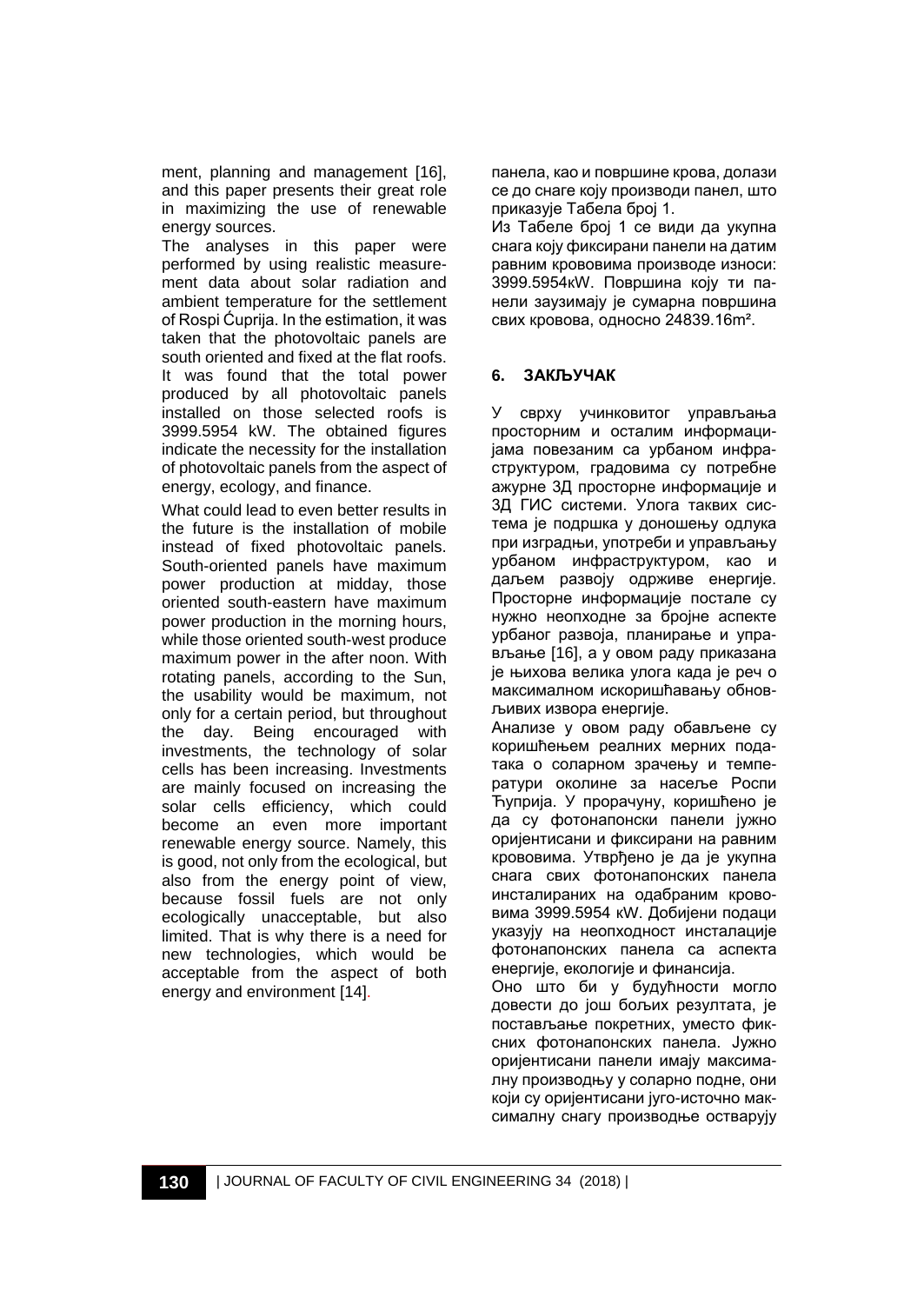ment, planning and management [16], and this paper presents their great role in maximizing the use of renewable energy sources.

The analyses in this paper were performed by using realistic measurement data about solar radiation and ambient temperature for the settlement of Rospi Ćuprija. In the estimation, it was taken that the photovoltaic panels are south oriented and fixed at the flat roofs. It was found that the total power produced by all photovoltaic panels installed on those selected roofs is 3999.5954 kW. The obtained figures indicate the necessity for the installation of photovoltaic panels from the aspect of energy, ecology, and finance.

What could lead to even better results in the future is the installation of mobile instead of fixed photovoltaic panels. South-oriented panels have maximum power production at midday, those oriented south-eastern have maximum power production in the morning hours, while those oriented south-west produce maximum power in the after noon. With rotating panels, according to the Sun, the usability would be maximum, not only for a certain period, but throughout the day. Being encouraged with investments, the technology of solar cells has been increasing. Investments are mainly focused on increasing the solar cells efficiency, which could become an even more important renewable energy source. Namely, this is good, not only from the ecological, but also from the energy point of view, because fossil fuels are not only ecologically unacceptable, but also limited. That is why there is a need for new technologies, which would be acceptable from the aspect of both energy and environment [14].

панела, као и површине крова, долази се до снаге коју производи панел, што приказује Табела број 1.

Из Табеле број 1 се види да укупна снага коју фиксирани панели на датим равним кровоима производе износи: 3999.5954кW. Површина коју ти панели заузимају је сумарна површина свих кровова, односно 24839.16m².

## 6. ЗАКЉУЧАК

У сврху учинковитог управљања просторним и осталим информацијама повезаним са урбаном инфраструктуром, градовима су потребне ажурне 3Д просторне информације и 3Д ГИС системи. Улога таквих система је подршка у доношењу одлука при изградњи, употреби и управљању урбаном инфраструктуром, као и даљем развоју одрживе енергије. Просторне информације постале су нужно неопходне за бројне аспекте урбаног развоја, планирање и управљање [16], а у овом раду приказана је њихова велика улога када је реч о максималном искоришћавању обновљивих извора енергије.

Анализе у овом раду обављене су коришћењем реалних мерних података о соларном зрачењу и температури околине за насеље Роспи Ћуприја. У прорачуну, коришћено је да су фотонапонски панели јужно оријентисани и фиксирани на равним кровоима. Утврђено је да је укупна снага свих фотонапонских панела инсталираних на одабраним кровоима 3999.5954 кW. Добијени подаци указују на неопходност инсталације фотонапонских панела са аспекта енергије, екологије и финансија.

Оно што би у будућности могло довести до још бољих резултата, је постављање покретних, уместо фиксних фотонапонских панела. Јужно оријентисани панели имају максималну производњу у соларно подне, они који су оријентисани југо-источно максималну снагу производње остварују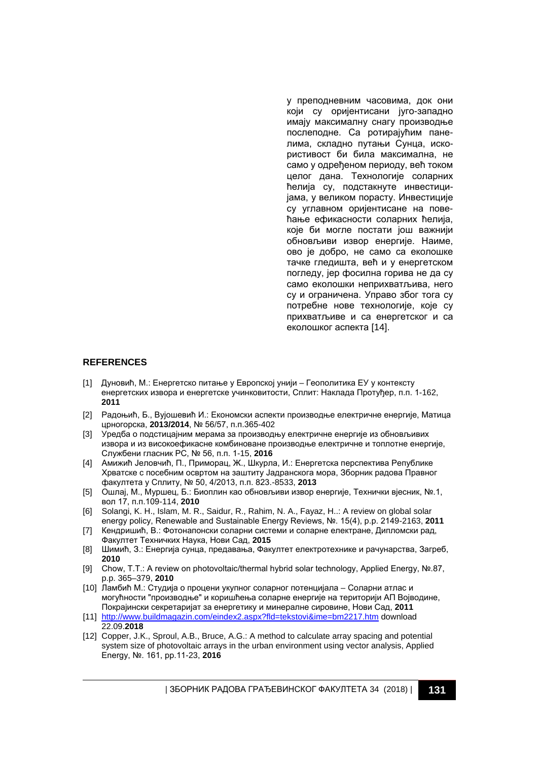у преподневним часовима, док они који су оријентисани југо-западно имају максималну снагу производње послеподне. Са ротирајућим панелима, складно путањи Сунца, искористивост би била максимална, не само у одређеном периоду, већ током целог дана. Технологије соларних ћелија су, подстакнуте инвестицијама, у великом порасту. Инвестиције су углавном оријентисане на повећање ефикасности соларних ћелија, које би могле постати још важнији обновљиви извор енергије. Наиме, ово је добро, не само са еколошке тачке гледишта, већ и у енергетском погледу, јер фосилна горива не да су само еколошки неприхватљива, него су и ограничена. Управо због тога су потребне нове технологије, које су прихватљиве и са енергетског и са еколошког аспекта [14].

## REFERENCES

[1] Дуновић, М.: Енергетско питање у Европској унији – Геополитика ЕУ у контексту енергетских извора и енергетске учинковитости, Сплит: Наклада Протуђер, п.п. 1-162, **2011**

[2] Радоњић, Б., Вујошевић И.: Економски аспекти производње електричне енергије, Матица црногорска, **2013/2014**, № 56/57, п.п.365-402

[3] Уредба о подстицајним мерама за производњу електричне енергије из обновљивих извора и из високоефикасне комбиноване производње електричне и топлотне енергије, Службени гласник РС, № 56, п.п. 1-15, **2016**

[4] Амижић Јеловчић, П., Приморац, Ж., Шкурла, И.: Енергетска перспектива Републике Хрватске с посебним осврпом на заштиту Јадранскога мора, Зборник радова Правног факултета у Сплиту, № 50, 4/2013, п.п. 823.-8533, **2013**

[5] Ошлај, М., Муршец, Б.: Биоплин као обновљиви извор енергије, Технички вјесник, №.1, вол 17, п.п.109-114, **2010**

[6] Solangi, K. H., Islam, M. R., Saidur, R., Rahim, N. A., Fayaz, H..: A review on global solar energy policy, Renewable and Sustainable Energy Reviews, №. 15(4), p.p. 2149-2163, **2011**

[7] Кендришић, В.: Фотонапонски соларни системи и соларне електране, Дипломски рад, Факултет Техничких Наука, Нови Сад, **2015**

[8] Шимић, З.: Енергија сунца, предавања, Факултет електротехнике и рачунарства, Загреб, **2010**

[9] Chow, T.T.: A review on photovoltaic/thermal hybrid solar technology, Applied Energy, №.87, p.p. 365–379, **2010**

[10] Ламбић М.: Студија о процени укупног соларног потенцијала – Соларни атлас и могућности "производње" и коришћења соларне енергије на територији АП Војводине, Покрајински секретаријат за енергетику и минералне сировине, Нови Сад, **2011**

[11] http://www.buildmagazin.com/eindex2.aspx?fld=tekstovi&ime=bm2217.htm download 22.09.**2018**

[12] Copper, J.K., Sproul, A.B., Bruce, A.G.: A method to calculate array spacing and potential system size of photovoltaic arrays in the urban environment using vector analysis, Applied Energy, №. 161, pp.11-23, **2016**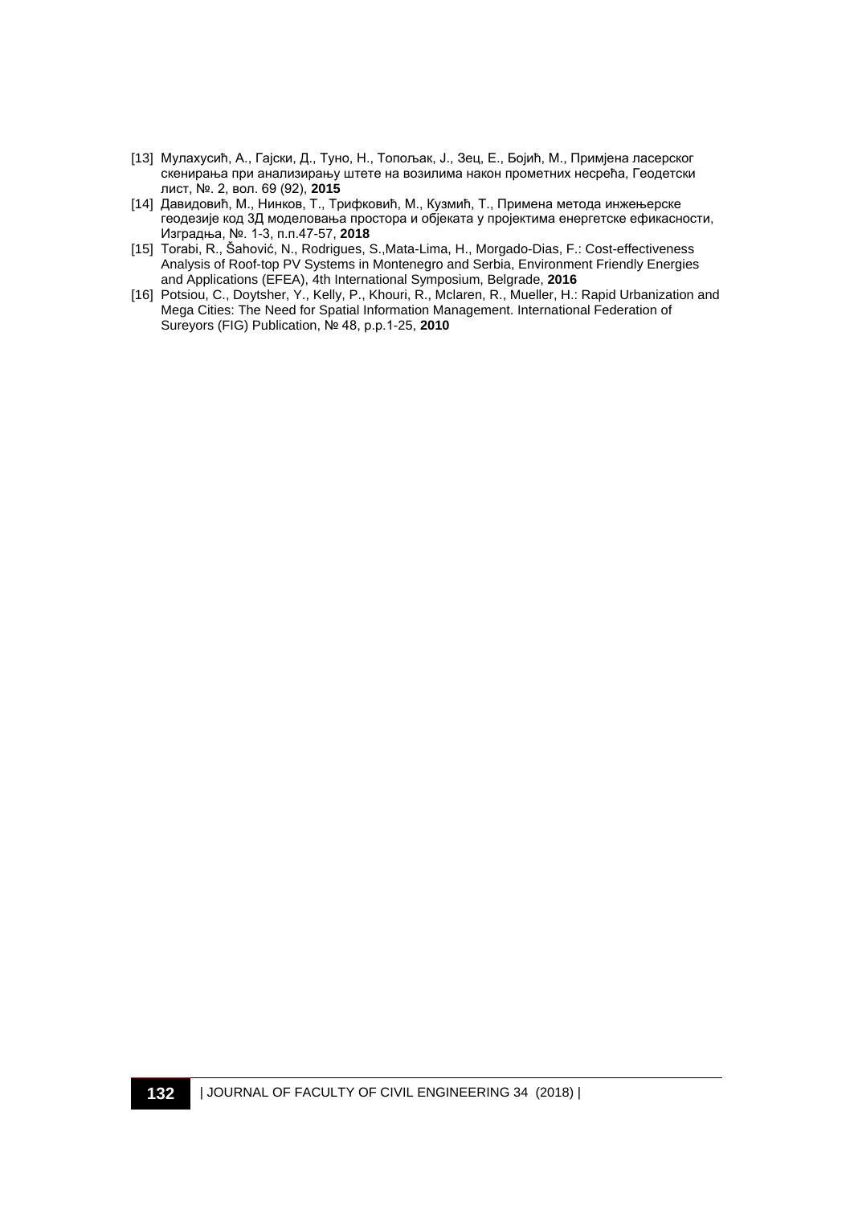[13] Мулахусић, А., Гајски, Д., Туно, Н., Топољак, Ј., Зец, Е., Бојић, М., Примјена ласерског скенирања при анализирању штете на возилима након прометних несрећа, Геодетски лист, №. 2, вол. 69 (92), **2015**

[14] Давидовић, М., Нинков, Т., Трифковић, М., Кузмић, Т., Примена метода инжењерске геодезије код 3Д моделовања простора и објеката у пројектима енергетске ефикасности, Изградња, №. 1-3, п.п.47-57, **2018**

[15] Torabi, R., Šahović, N., Rodrigues, S.,Mata-Lima, H., Morgado-Dias, F.: Cost-effectiveness Analysis of Roof-top PV Systems in Montenegro and Serbia, Environment Friendly Energies and Applications (EFEA), 4th International Symposium, Belgrade, **2016**

[16] Potsiou, C., Doytsher, Y., Kelly, P., Khouri, R., Mclaren, R., Mueller, H.: Rapid Urbanization and Mega Cities: The Need for Spatial Information Management. International Federation of Sureyors (FIG) Publication, № 48, p.p.1-25, **2010**